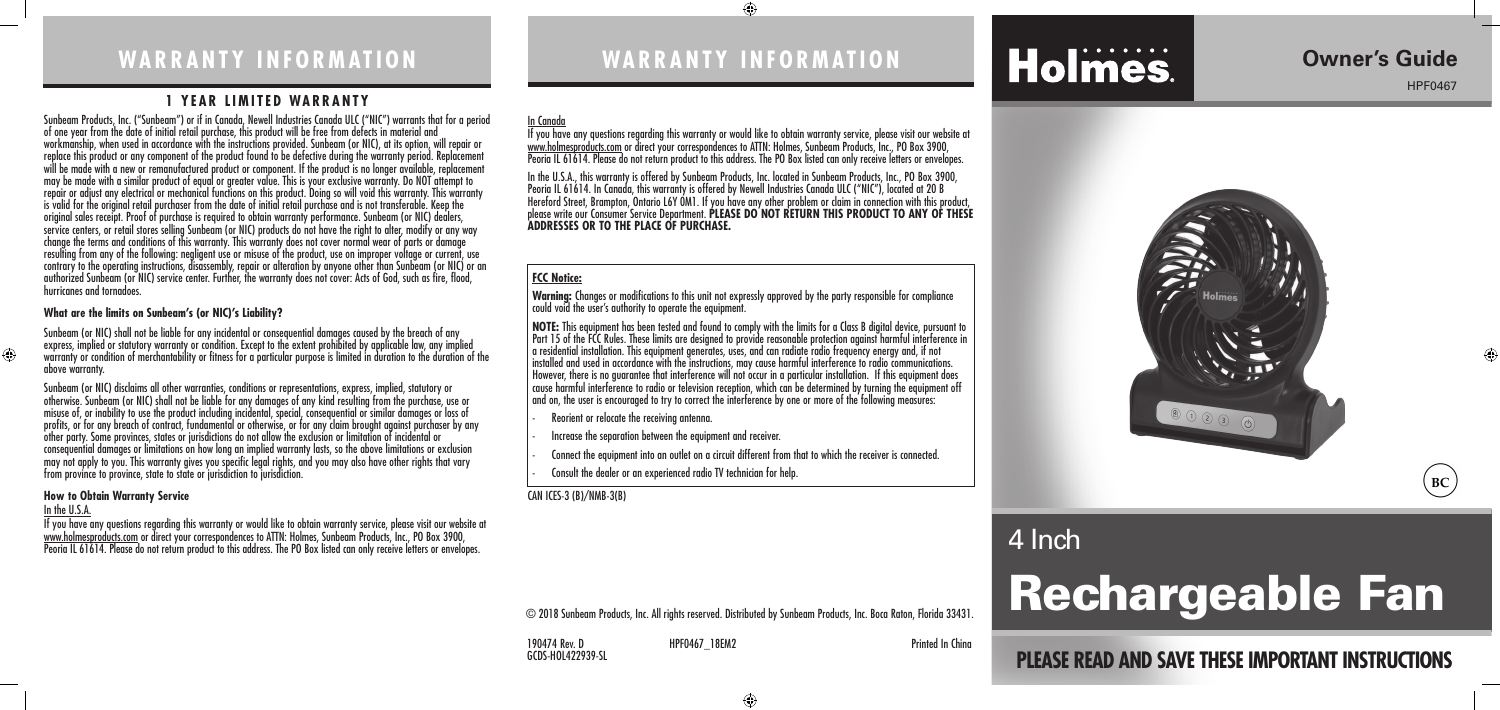# WARRANTY INFORMATION

## 1 YEAR LIMITED WARRANTY

Sunbeam Products, Inc. ("Sunbeam") or if in Canada, Newell Industries Canada ULC ("NIC") warrants that for a period of one year from the date of initial retail purchase, this product will be free from defects in material and workmanship, when used in accordance with the instructions provided. Sunbeam (or NIC), at its option, will repair or replace this product or any component of the product found to be defective during the warranty period. Replacement will be made with a new or remanufactured product or component. If the product is no longer available, replacement may be made with a similar product of equal or greater value. This is your exclusive warranty. Do NOT attempt to repair or adjust any electrical or mechanical functions on this product. Doing so will void this warranty. This warranty is valid for the original retail purchaser from the date of initial retail purchase and is not transferable. Keep the original sales receipt. Proof of purchase is required to obtain warranty performance. Sunbeam (or NIC) dealers, service centers, or retail stores selling Sunbeam (or NIC) products do not have the right to alter, modify or any way change the terms and conditions of this warranty. This warranty does not cover normal wear of parts or damage resulting from any of the following: negligent use or misuse of the product, use on improper voltage or current, use contrary to the operating instructions, disassembly, repair or alteration by anyone other than Sunbeam (or NIC) or an authorized Sunbeam (or NIC) service center. Further, the warranty does not cover: Acts of God, such as fire, flood, hurricanes and tornadoes.

### What are the limits on Sunbeam's (or NIC)'s Liability?

Sunbeam (or NIC) shall not be liable for any incidental or consequential damages caused by the breach of any express, implied or statutory warranty or condition. Except to the extent prohibited by applicable law, any implied warranty or condition of merchantability or fitness for a particular purpose is limited in duration to the duration of the above warranty.

Sunbeam (or NIC) disclaims all other warranties, conditions or representations, express, implied, statutory or otherwise. Sunbeam (or NIC) shall not be liable for any damages of any kind resulting from the purchase, use or misuse of, or inability to use the product including incidental, special, consequential or similar damages or loss of profits, or for any breach of contract, fundamental or otherwise, or for any claim brought against purchaser by any other party. Some provinces, states or jurisdictions do not allow the exclusion or limitation of incidental or consequential damages or limitations on how long an implied warranty lasts, so the above limitations or exclusion may not apply to you. This warranty gives you specific legal rights, and you may also have other rights that vary from province to province, state to state or jurisdiction to jurisdiction.

### How to Obtain Warranty Service

In the U.S.A.

If you have any questions regarding this warranty or would like to obtain warranty service, please visit our website at www.holmesproducts.com or direct your correspondences to ATTN: Holmes, Sunbeam Products, Inc., PO Box 3900, Peoria IL 61614. Please do not return product to this address. The PO Box listed can only receive letters or envelopes.

# WARRANTY INFORMATION

In Canada

If you have any questions regarding this warranty or would like to obtain warranty service, please visit our website at www.holmesproducts.com or direct your correspondences to ATTN: Holmes, Sunbeam Products, Inc., PO Box 3900, Peoria IL 61614. Please do not return product to this address. The PO Box listed can only receive letters or envelopes.

In the U.S.A., this warranty is offered by Sunbeam Products, Inc. located in Sunbeam Products, Inc., PO Box 3900, Peoria IL 61614. In Canada, this warranty is offered by Newell Industries Canada ULC ("NIC"), located at 20 B Hereford Street, Brampton, Ontario L6Y 0M1. If you have any other problem or claim in connection with this product, please write our Consumer Service Department. **PLEASE DO NOT RETURN THIS PRODUCT TO ANY OF THESE ADDRESSES OR TO THE PLACE OF PURCHASE.**

**FCC Notice:**

**Warning:** Changes or modifications to this unit not expressly approved by the party responsible for compliance could void the user's authority to operate the equipment.

**NOTE:** This equipment has been tested and found to comply with the limits for a Class B digital device, pursuant to Part 15 of the FCC Rules. These limits are designed to provide reasonable protection against harmful interference in a residential installation. This equipment generates, uses, and can radiate radio frequency energy and, if not installed and used in accordance with the instructions, may cause harmful interference to radio communications. However, there is no guarantee that interference will not occur in a particular installation. If this equipment does cause harmful interference to radio or television reception, which can be determined by turning the equipment off and on, the user is encouraged to try to correct the interference by one or more of the following measures:

- Reorient or relocate the receiving antenna.
- Increase the separation between the equipment and receiver.
- Connect the equipment into an outlet on a circuit different from that to which the receiver is connected.
- Consult the dealer or an experienced radio TV technician for help.

CAN ICES-3 (B)/NMB-3(B)

© 2018 Sunbeam Products, Inc. All rights reserved. Distributed by Sunbeam Products, Inc. Boca Raton, Florida 33431.

190474 Rev. D HPF0467_18EM2 Printed In China
GCDS-HOL422939-SL

# Holmes.

## Owner's Guide

HPF0467

BC

4 Inch

# Rechargeable Fan

**PLEASE READ AND SAVE THESE IMPORTANT INSTRUCTIONS**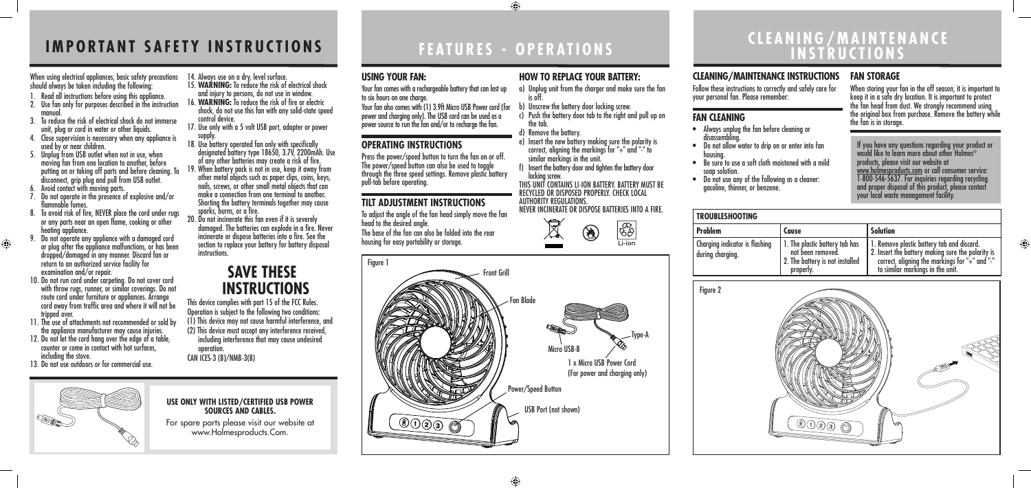# IMPORTANT SAFETY INSTRUCTIONS

When using electrical appliances, basic safety precautions should always be taken including the following:

1. Read all instructions before using this appliance.
2. Use fan only for purposes described in the instruction manual.
3. To reduce the risk of electrical shock do not immerse unit, plug or cord in water or other liquids.
4. Close supervision is necessary when any appliance is used by or near children.
5. Unplug from USB outlet when not in use, when moving fan from one location to another, before putting on or taking off parts and before cleaning. To disconnect, grip plug and pull from USB outlet.
6. Avoid contact with moving parts.
7. Do not operate in the presence of explosive and/or flammable fumes.
8. To avoid risk of fire, NEVER place the cord under rugs or any parts near an open flame, cooking or other heating appliance.
9. Do not operate any appliance with a damaged cord or plug after the appliance malfunctions, or has been dropped/damaged in any manner. Discard fan or return to an authorized service facility for examination and/or repair.
10. Do not run cord under carpeting. Do not cover cord with throw rugs, runner, or similar coverings. Do not route cord under furniture or appliances. Arrange cord away from traffic area and where it will not be tripped over.
11. The use of attachments not recommended or sold by the appliance manufacturer may cause injuries.
12. Do not let the cord hang over the edge of a table, counter or come in contact with hot surfaces, including the stove.
13. Do not use outdoors or for commercial use.
14. Always use on a dry, level surface.
15. **WARNING:** To reduce the risk of electrical shock and injury to persons, do not use in window.
16. **WARNING:** To reduce the risk of fire or electric shock, do not use this fan with any solid-state speed control device.
17. Use only with a 5 volt USB port, adapter or power supply.
18. Use battery operated fan only with specifically designated battery type 18650, 3.7V, 2200mAh. Use of any other batteries may create a risk of fire.
19. When battery pack is not in use, keep it away from other metal objects such as paper clips, coins, keys, nails, screws, or other small metal objects that can make a connection from one terminal to another. Shorting the battery terminals together may cause sparks, burns, or a fire.
20. Do not incinerate this fan even if it is severely damaged. The batteries can explode in a fire. Never incinerate or dispose batteries into a fire. See the section to replace your battery for battery disposal instructions.

## SAVE THESE INSTRUCTIONS

This device complies with part 15 of the FCC Rules. Operation is subject to the following two conditions:
(1) This device may not cause harmful interference, and
(2) This device must accept any interference received, including interference that may cause undesired operation.
CAN ICES-3 (B)/NMB-3(B)

**USE ONLY WITH LISTED/CERTIFIED USB POWER SOURCES AND CABLES.**

For spare parts please visit our website at www.Holmesproducts.Com.

# FEATURES - OPERATIONS

## USING YOUR FAN:

Your fan comes with a rechargeable battery that can last up to six hours on one charge.

Your fan also comes with (1) 3.9ft Micro USB Power cord (for power and charging only). The USB cord can be used as a power source to run the fan and/or to recharge the fan.

## OPERATING INSTRUCTIONS

Press the power/speed button to turn the fan on or off. The power/speed button can also be used to toggle through the three speed settings. Remove plastic battery pull-tab before operating.

## TILT ADJUSTMENT INSTRUCTIONS

To adjust the angle of the fan head simply move the fan head to the desired angle.

The base of the fan can also be folded into the rear housing for easy portability or storage.

## HOW TO REPLACE YOUR BATTERY:

a) Unplug unit from the charger and make sure the fan is off.
b) Unscrew the battery door locking screw.
c) Push the battery door tab to the right and pull up on the tab.
d) Remove the battery.
e) Insert the new battery making sure the polarity is correct, aligning the markings for "+" and "-" to similar markings in the unit.
f) Insert the battery door and tighten the battery door locking screw.

THIS UNIT CONTAINS LI-ION BATTERY. BATTERY MUST BE RECYCLED OR DISPOSED PROPERLY. CHECK LOCAL AUTHORITY REGULATIONS.
NEVER INCINERATE OR DISPOSE BATTERIES INTO A FIRE.

Li-ion

Figure 1

Front Grill
Fan Blade
Type-A
Micro USB-B
1 x Micro USB Power Cord
(For power and charging only)
Power/Speed Button
USB Port (not shown)

# CLEANING/MAINTENANCE INSTRUCTIONS

## CLEANING/MAINTENANCE INSTRUCTIONS

Follow these instructions to correctly and safely care for your personal fan. Please remember:

## FAN CLEANING

- Always unplug the fan before cleaning or disassembling.
- Do not allow water to drip on or enter into fan housing.
- Be sure to use a soft cloth moistened with a mild soap solution.
- Do not use any of the following as a cleaner: gasoline, thinner, or benzene.

## FAN STORAGE

When storing your fan in the off season, it is important to keep it in a safe dry location. It is important to protect the fan head from dust. We strongly recommend using the original box from purchase. Remove the battery while the fan is in storage.

If you have any questions regarding your product or would like to learn more about other Holmes® products, please visit our website at www.holmesproducts.com or call consumer service: 1-800-546-5637. For inquiries regarding recycling and proper disposal of this product, please contact your local waste management facility.

**TROUBLESHOOTING**

| Problem | Cause | Solution |
|---|---|---|
| Charging indicator is flashing during charging. | 1. The plastic battery tab has not been removed.<br>2. The battery is not installed properly. | 1. Remove plastic battery tab and discard.<br>2. Insert the battery making sure the polarity is correct, aligning the markings for "+" and "-" to similar markings in the unit. |

Figure 2